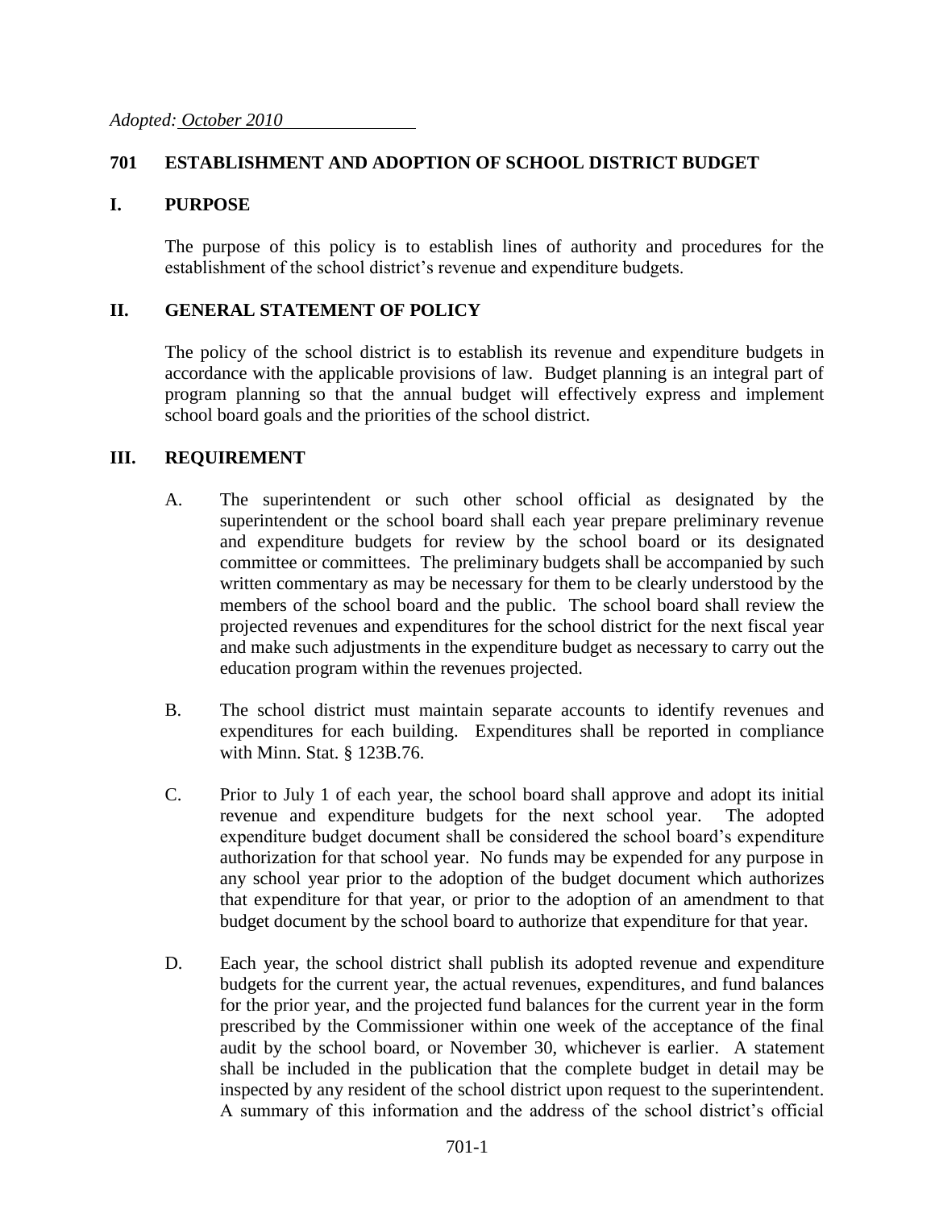*Adopted: October 2010*

## 701 ESTABLISHMENT AND ADOPTION OF SCHOOL DISTRICT BUDGET

### I. PURPOSE

The purpose of this policy is to establish lines of authority and procedures for the establishment of the school district's revenue and expenditure budgets.

### II. GENERAL STATEMENT OF POLICY

The policy of the school district is to establish its revenue and expenditure budgets in accordance with the applicable provisions of law. Budget planning is an integral part of program planning so that the annual budget will effectively express and implement school board goals and the priorities of the school district.

### III. REQUIREMENT

A. The superintendent or such other school official as designated by the superintendent or the school board shall each year prepare preliminary revenue and expenditure budgets for review by the school board or its designated committee or committees. The preliminary budgets shall be accompanied by such written commentary as may be necessary for them to be clearly understood by the members of the school board and the public. The school board shall review the projected revenues and expenditures for the school district for the next fiscal year and make such adjustments in the expenditure budget as necessary to carry out the education program within the revenues projected.

B. The school district must maintain separate accounts to identify revenues and expenditures for each building. Expenditures shall be reported in compliance with Minn. Stat. § 123B.76.

C. Prior to July 1 of each year, the school board shall approve and adopt its initial revenue and expenditure budgets for the next school year. The adopted expenditure budget document shall be considered the school board's expenditure authorization for that school year. No funds may be expended for any purpose in any school year prior to the adoption of the budget document which authorizes that expenditure for that year, or prior to the adoption of an amendment to that budget document by the school board to authorize that expenditure for that year.

D. Each year, the school district shall publish its adopted revenue and expenditure budgets for the current year, the actual revenues, expenditures, and fund balances for the prior year, and the projected fund balances for the current year in the form prescribed by the Commissioner within one week of the acceptance of the final audit by the school board, or November 30, whichever is earlier. A statement shall be included in the publication that the complete budget in detail may be inspected by any resident of the school district upon request to the superintendent. A summary of this information and the address of the school district's official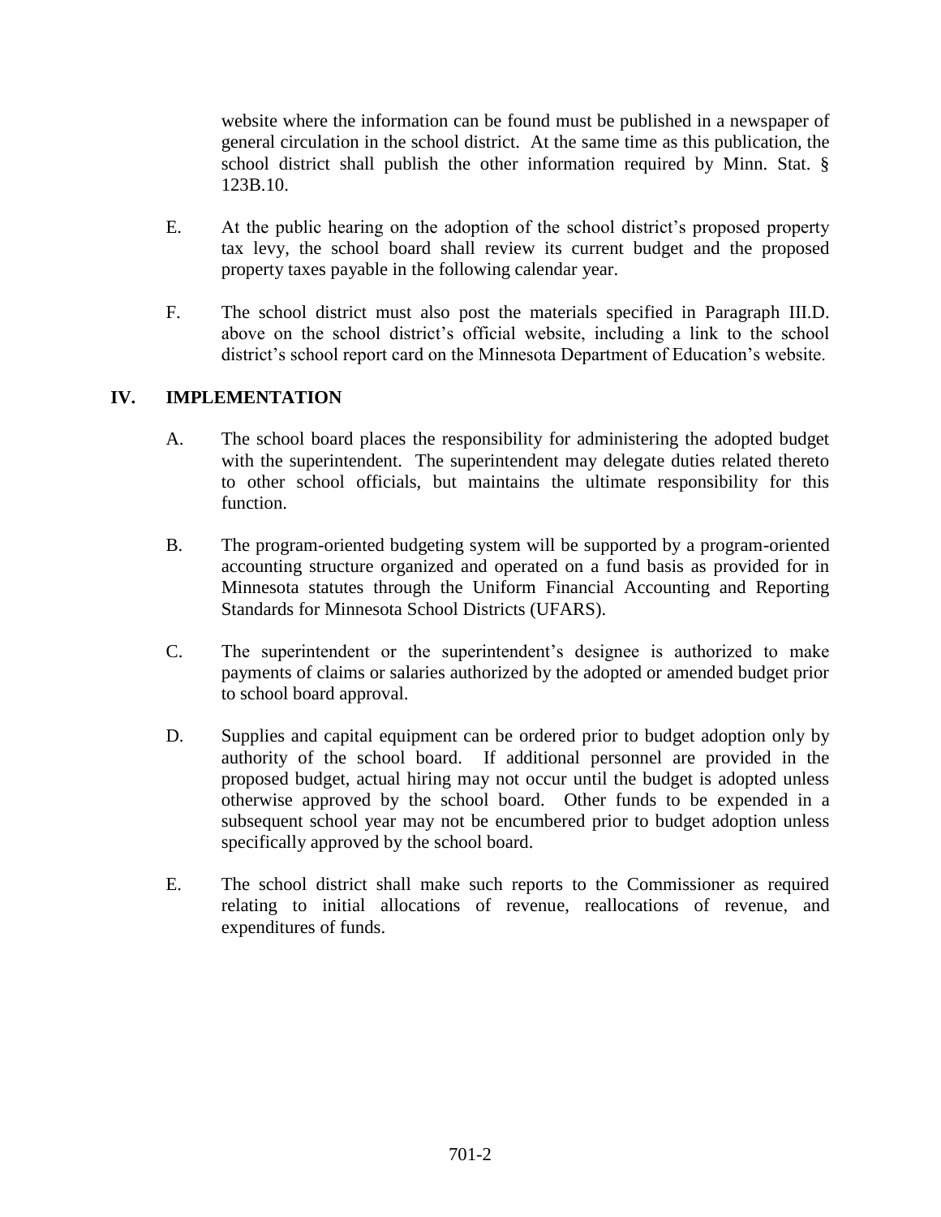website where the information can be found must be published in a newspaper of general circulation in the school district. At the same time as this publication, the school district shall publish the other information required by Minn. Stat. § 123B.10.

E. At the public hearing on the adoption of the school district's proposed property tax levy, the school board shall review its current budget and the proposed property taxes payable in the following calendar year.

F. The school district must also post the materials specified in Paragraph III.D. above on the school district's official website, including a link to the school district's school report card on the Minnesota Department of Education's website.

## IV. IMPLEMENTATION

A. The school board places the responsibility for administering the adopted budget with the superintendent. The superintendent may delegate duties related thereto to other school officials, but maintains the ultimate responsibility for this function.

B. The program-oriented budgeting system will be supported by a program-oriented accounting structure organized and operated on a fund basis as provided for in Minnesota statutes through the Uniform Financial Accounting and Reporting Standards for Minnesota School Districts (UFARS).

C. The superintendent or the superintendent's designee is authorized to make payments of claims or salaries authorized by the adopted or amended budget prior to school board approval.

D. Supplies and capital equipment can be ordered prior to budget adoption only by authority of the school board. If additional personnel are provided in the proposed budget, actual hiring may not occur until the budget is adopted unless otherwise approved by the school board. Other funds to be expended in a subsequent school year may not be encumbered prior to budget adoption unless specifically approved by the school board.

E. The school district shall make such reports to the Commissioner as required relating to initial allocations of revenue, reallocations of revenue, and expenditures of funds.